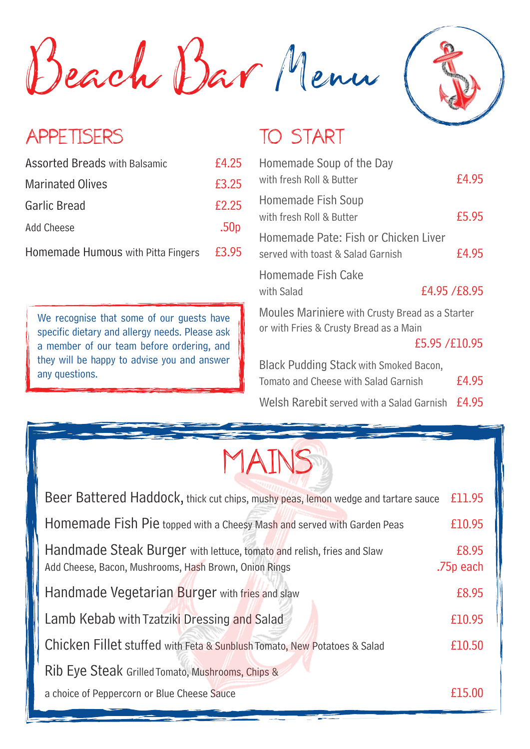# Beach Bar Menu

## APPETISERS

| Item | Price |
|---|---|
| Assorted Breads with Balsamic | £4.25 |
| Marinated Olives | £3.25 |
| Garlic Bread | £2.25 |
| Add Cheese | .50p |
| Homemade Humous with Pitta Fingers | £3.95 |

We recognise that some of our guests have specific dietary and allergy needs. Please ask a member of our team before ordering, and they will be happy to advise you and answer any questions.

## TO START

| Item | Price |
|---|---|
| Homemade Soup of the Day with fresh Roll & Butter | £4.95 |
| Homemade Fish Soup with fresh Roll & Butter | £5.95 |
| Homemade Pate: Fish or Chicken Liver served with toast & Salad Garnish | £4.95 |
| Homemade Fish Cake with Salad | £4.95 /£8.95 |
| Moules Mariniere with Crusty Bread as a Starter or with Fries & Crusty Bread as a Main | £5.95 /£10.95 |
| Black Pudding Stack with Smoked Bacon, Tomato and Cheese with Salad Garnish | £4.95 |
| Welsh Rarebit served with a Salad Garnish | £4.95 |

## MAINS

| Item | Price |
|---|---|
| Beer Battered Haddock, thick cut chips, mushy peas, lemon wedge and tartare sauce | £11.95 |
| Homemade Fish Pie topped with a Cheesy Mash and served with Garden Peas | £10.95 |
| Handmade Steak Burger with lettuce, tomato and relish, fries and Slaw | £8.95 |
| Add Cheese, Bacon, Mushrooms, Hash Brown, Onion Rings | .75p each |
| Handmade Vegetarian Burger with fries and slaw | £8.95 |
| Lamb Kebab with Tzatziki Dressing and Salad | £10.95 |
| Chicken Fillet stuffed with Feta & Sunblush Tomato, New Potatoes & Salad | £10.50 |
| Rib Eye Steak Grilled Tomato, Mushrooms, Chips & a choice of Peppercorn or Blue Cheese Sauce | £15.00 |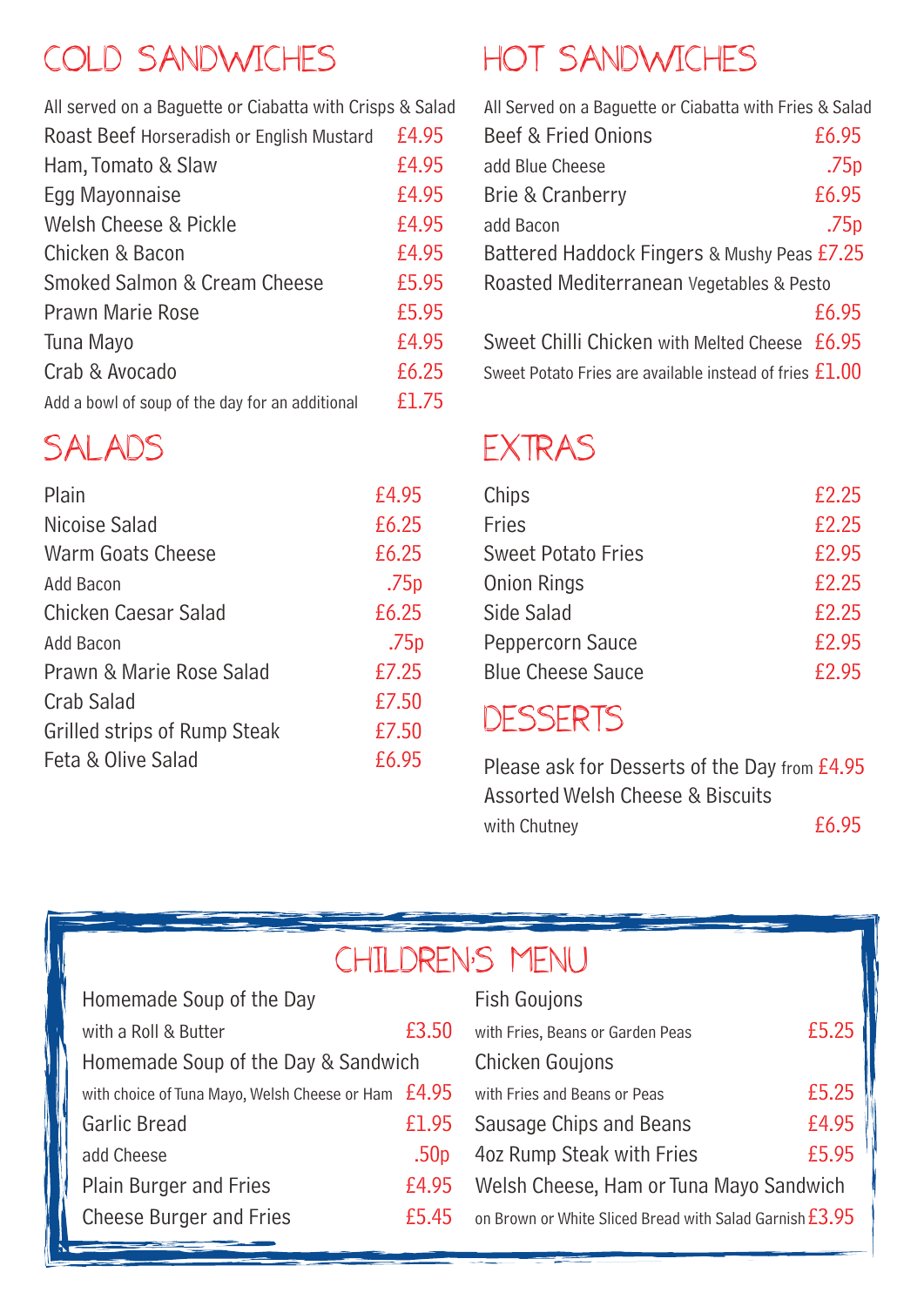## COLD SANDWICHES

All served on a Baguette or Ciabatta with Crisps & Salad

| | |
|---|---|
| Roast Beef Horseradish or English Mustard | £4.95 |
| Ham, Tomato & Slaw | £4.95 |
| Egg Mayonnaise | £4.95 |
| Welsh Cheese & Pickle | £4.95 |
| Chicken & Bacon | £4.95 |
| Smoked Salmon & Cream Cheese | £5.95 |
| Prawn Marie Rose | £5.95 |
| Tuna Mayo | £4.95 |
| Crab & Avocado | £6.25 |
| Add a bowl of soup of the day for an additional | £1.75 |

## SALADS

| | |
|---|---|
| Plain | £4.95 |
| Nicoise Salad | £6.25 |
| Warm Goats Cheese | £6.25 |
| Add Bacon | .75p |
| Chicken Caesar Salad | £6.25 |
| Add Bacon | .75p |
| Prawn & Marie Rose Salad | £7.25 |
| Crab Salad | £7.50 |
| Grilled strips of Rump Steak | £7.50 |
| Feta & Olive Salad | £6.95 |

## HOT SANDWICHES

All Served on a Baguette or Ciabatta with Fries & Salad

| | |
|---|---|
| Beef & Fried Onions | £6.95 |
| add Blue Cheese | .75p |
| Brie & Cranberry | £6.95 |
| add Bacon | .75p |
| Battered Haddock Fingers & Mushy Peas | £7.25 |
| Roasted Mediterranean Vegetables & Pesto | £6.95 |
| Sweet Chilli Chicken with Melted Cheese | £6.95 |
| Sweet Potato Fries are available instead of fries | £1.00 |

## EXTRAS

| | |
|---|---|
| Chips | £2.25 |
| Fries | £2.25 |
| Sweet Potato Fries | £2.95 |
| Onion Rings | £2.25 |
| Side Salad | £2.25 |
| Peppercorn Sauce | £2.95 |
| Blue Cheese Sauce | £2.95 |

## DESSERTS

| | |
|---|---|
| Please ask for Desserts of the Day from | £4.95 |
| Assorted Welsh Cheese & Biscuits with Chutney | £6.95 |

## CHILDREN'S MENU

| | |
|---|---|
| Homemade Soup of the Day with a Roll & Butter | £3.50 |
| Homemade Soup of the Day & Sandwich with choice of Tuna Mayo, Welsh Cheese or Ham | £4.95 |
| Garlic Bread | £1.95 |
| add Cheese | .50p |
| Plain Burger and Fries | £4.95 |
| Cheese Burger and Fries | £5.45 |
| Fish Goujons with Fries, Beans or Garden Peas | £5.25 |
| Chicken Goujons with Fries and Beans or Peas | £5.25 |
| Sausage Chips and Beans | £4.95 |
| 4oz Rump Steak with Fries | £5.95 |
| Welsh Cheese, Ham or Tuna Mayo Sandwich on Brown or White Sliced Bread with Salad Garnish | £3.95 |